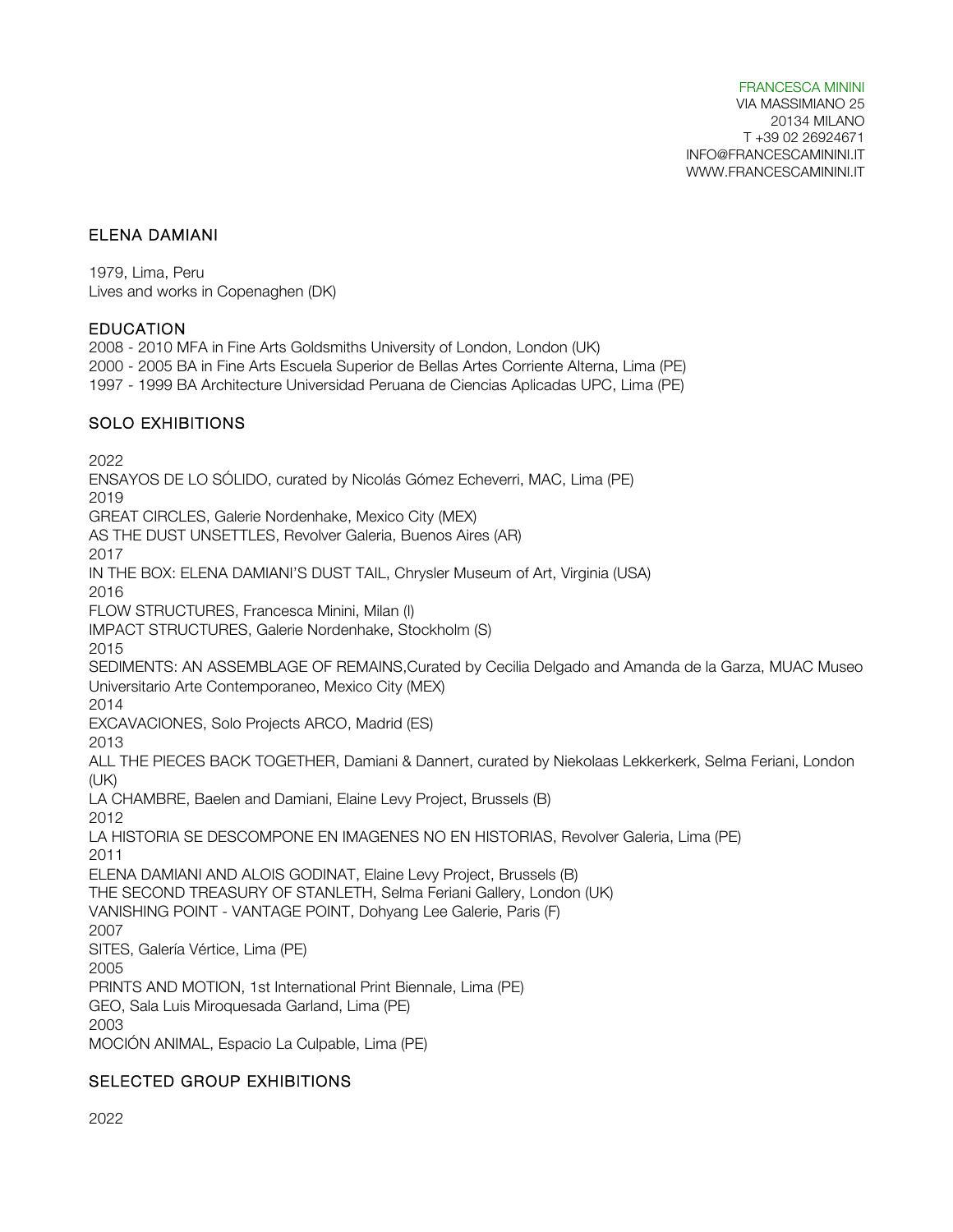FRANCESCA MININI
VIA MASSIMIANO 25
20134 MILANO
T +39 02 26924671
INFO@FRANCESCAMININI.IT
WWW.FRANCESCAMININI.IT

## ELENA DAMIANI

1979, Lima, Peru
Lives and works in Copenaghen (DK)

## EDUCATION

2008 - 2010 MFA in Fine Arts Goldsmiths University of London, London (UK)
2000 - 2005 BA in Fine Arts Escuela Superior de Bellas Artes Corriente Alterna, Lima (PE)
1997 - 1999 BA Architecture Universidad Peruana de Ciencias Aplicadas UPC, Lima (PE)

## SOLO EXHIBITIONS

2022
ENSAYOS DE LO SÓLIDO, curated by Nicolás Gómez Echeverri, MAC, Lima (PE)
2019
GREAT CIRCLES, Galerie Nordenhake, Mexico City (MEX)
AS THE DUST UNSETTLES, Revolver Galeria, Buenos Aires (AR)
2017
IN THE BOX: ELENA DAMIANI'S DUST TAIL, Chrysler Museum of Art, Virginia (USA)
2016
FLOW STRUCTURES, Francesca Minini, Milan (I)
IMPACT STRUCTURES, Galerie Nordenhake, Stockholm (S)
2015
SEDIMENTS: AN ASSEMBLAGE OF REMAINS,Curated by Cecilia Delgado and Amanda de la Garza, MUAC Museo Universitario Arte Contemporaneo, Mexico City (MEX)
2014
EXCAVACIONES, Solo Projects ARCO, Madrid (ES)
2013
ALL THE PIECES BACK TOGETHER, Damiani & Dannert, curated by Niekolaas Lekkerkerk, Selma Feriani, London (UK)
LA CHAMBRE, Baelen and Damiani, Elaine Levy Project, Brussels (B)
2012
LA HISTORIA SE DESCOMPONE EN IMAGENES NO EN HISTORIAS, Revolver Galeria, Lima (PE)
2011
ELENA DAMIANI AND ALOIS GODINAT, Elaine Levy Project, Brussels (B)
THE SECOND TREASURY OF STANLETH, Selma Feriani Gallery, London (UK)
VANISHING POINT - VANTAGE POINT, Dohyang Lee Galerie, Paris (F)
2007
SITES, Galería Vértice, Lima (PE)
2005
PRINTS AND MOTION, 1st International Print Biennale, Lima (PE)
GEO, Sala Luis Miroquesada Garland, Lima (PE)
2003
MOCIÓN ANIMAL, Espacio La Culpable, Lima (PE)

## SELECTED GROUP EXHIBITIONS

2022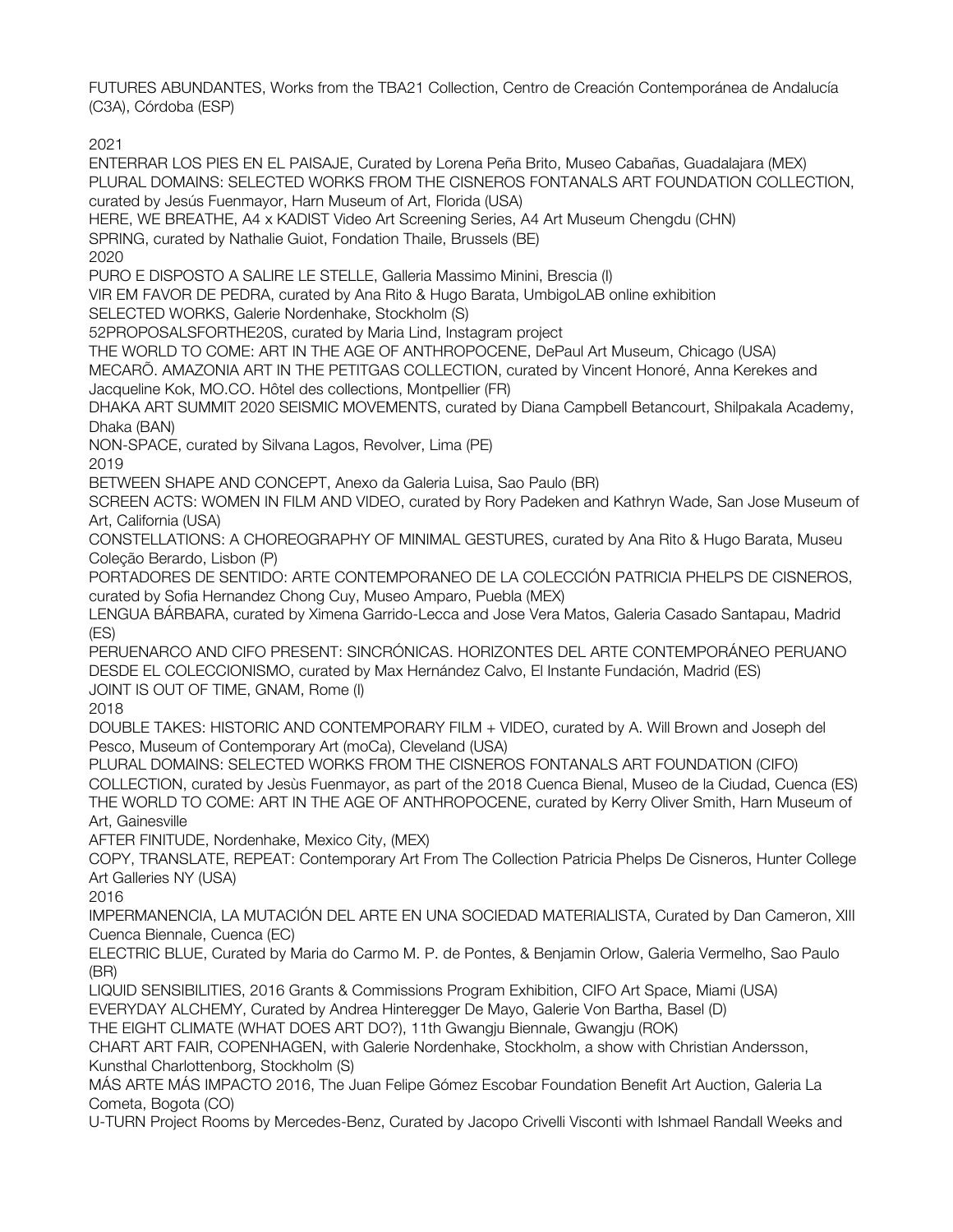FUTURES ABUNDANTES, Works from the TBA21 Collection, Centro de Creación Contemporánea de Andalucía (C3A), Córdoba (ESP)

2021

ENTERRAR LOS PIES EN EL PAISAJE, Curated by Lorena Peña Brito, Museo Cabañas, Guadalajara (MEX)
PLURAL DOMAINS: SELECTED WORKS FROM THE CISNEROS FONTANALS ART FOUNDATION COLLECTION, curated by Jesús Fuenmayor, Harn Museum of Art, Florida (USA)
HERE, WE BREATHE, A4 x KADIST Video Art Screening Series, A4 Art Museum Chengdu (CHN)
SPRING, curated by Nathalie Guiot, Fondation Thaile, Brussels (BE)

2020

PURO E DISPOSTO A SALIRE LE STELLE, Galleria Massimo Minini, Brescia (I)
VIR EM FAVOR DE PEDRA, curated by Ana Rito & Hugo Barata, UmbigoLAB online exhibition
SELECTED WORKS, Galerie Nordenhake, Stockholm (S)
52PROPOSALSFORTHE20S, curated by Maria Lind, Instagram project
THE WORLD TO COME: ART IN THE AGE OF ANTHROPOCENE, DePaul Art Museum, Chicago (USA)
MECARÕ. AMAZONIA ART IN THE PETITGAS COLLECTION, curated by Vincent Honoré, Anna Kerekes and Jacqueline Kok, MO.CO. Hôtel des collections, Montpellier (FR)
DHAKA ART SUMMIT 2020 SEISMIC MOVEMENTS, curated by Diana Campbell Betancourt, Shilpakala Academy, Dhaka (BAN)
NON-SPACE, curated by Silvana Lagos, Revolver, Lima (PE)

2019

BETWEEN SHAPE AND CONCEPT, Anexo da Galeria Luisa, Sao Paulo (BR)
SCREEN ACTS: WOMEN IN FILM AND VIDEO, curated by Rory Padeken and Kathryn Wade, San Jose Museum of Art, California (USA)
CONSTELLATIONS: A CHOREOGRAPHY OF MINIMAL GESTURES, curated by Ana Rito & Hugo Barata, Museu Coleção Berardo, Lisbon (P)
PORTADORES DE SENTIDO: ARTE CONTEMPORANEO DE LA COLECCIÓN PATRICIA PHELPS DE CISNEROS, curated by Sofia Hernandez Chong Cuy, Museo Amparo, Puebla (MEX)
LENGUA BÁRBARA, curated by Ximena Garrido-Lecca and Jose Vera Matos, Galeria Casado Santapau, Madrid (ES)
PERUENARCO AND CIFO PRESENT: SINCRÓNICAS. HORIZONTES DEL ARTE CONTEMPORÁNEO PERUANO DESDE EL COLECCIONISMO, curated by Max Hernández Calvo, El Instante Fundación, Madrid (ES)
JOINT IS OUT OF TIME, GNAM, Rome (I)

2018

DOUBLE TAKES: HISTORIC AND CONTEMPORARY FILM + VIDEO, curated by A. Will Brown and Joseph del Pesco, Museum of Contemporary Art (moCa), Cleveland (USA)
PLURAL DOMAINS: SELECTED WORKS FROM THE CISNEROS FONTANALS ART FOUNDATION (CIFO) COLLECTION, curated by Jesùs Fuenmayor, as part of the 2018 Cuenca Bienal, Museo de la Ciudad, Cuenca (ES)
THE WORLD TO COME: ART IN THE AGE OF ANTHROPOCENE, curated by Kerry Oliver Smith, Harn Museum of Art, Gainesville
AFTER FINITUDE, Nordenhake, Mexico City, (MEX)
COPY, TRANSLATE, REPEAT: Contemporary Art From The Collection Patricia Phelps De Cisneros, Hunter College Art Galleries NY (USA)

2016

IMPERMANENCIA, LA MUTACIÓN DEL ARTE EN UNA SOCIEDAD MATERIALISTA, Curated by Dan Cameron, XIII Cuenca Biennale, Cuenca (EC)
ELECTRIC BLUE, Curated by Maria do Carmo M. P. de Pontes, & Benjamin Orlow, Galeria Vermelho, Sao Paulo (BR)
LIQUID SENSIBILITIES, 2016 Grants & Commissions Program Exhibition, CIFO Art Space, Miami (USA)
EVERYDAY ALCHEMY, Curated by Andrea Hinteregger De Mayo, Galerie Von Bartha, Basel (D)
THE EIGHT CLIMATE (WHAT DOES ART DO?), 11th Gwangju Biennale, Gwangju (ROK)
CHART ART FAIR, COPENHAGEN, with Galerie Nordenhake, Stockholm, a show with Christian Andersson, Kunsthal Charlottenborg, Stockholm (S)
MÁS ARTE MÁS IMPACTO 2016, The Juan Felipe Gómez Escobar Foundation Benefit Art Auction, Galeria La Cometa, Bogota (CO)
U-TURN Project Rooms by Mercedes-Benz, Curated by Jacopo Crivelli Visconti with Ishmael Randall Weeks and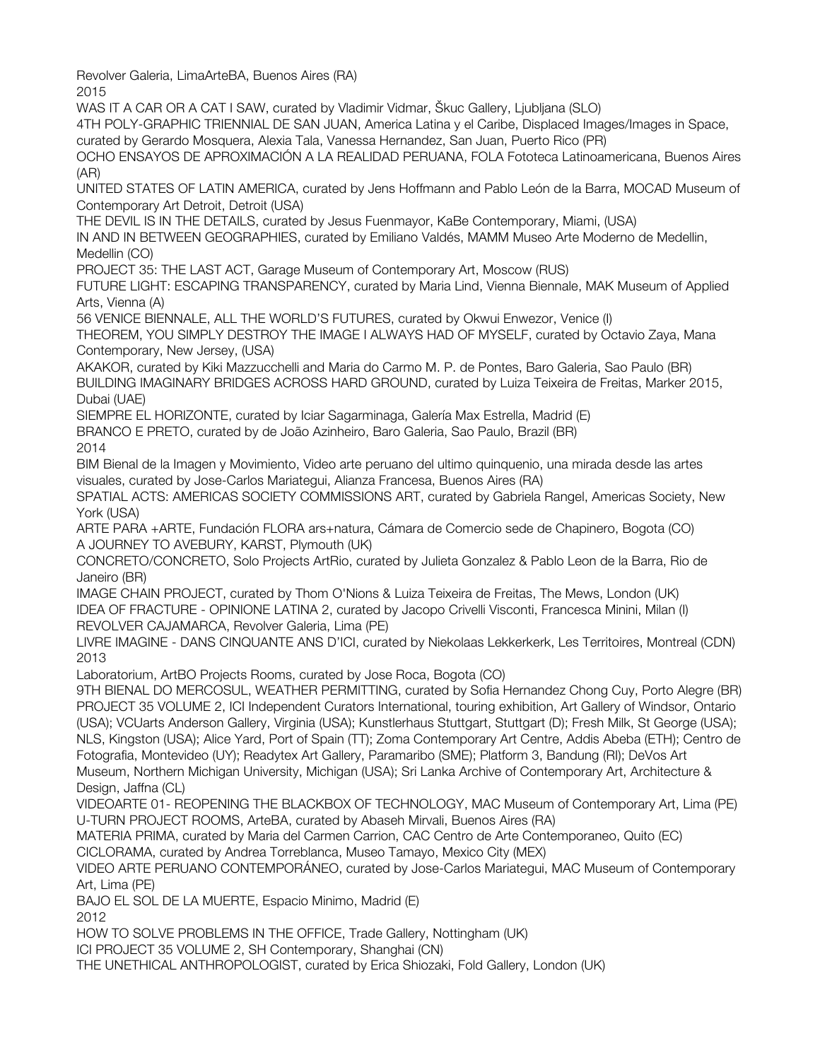Revolver Galeria, LimaArteBA, Buenos Aires (RA)

2015

WAS IT A CAR OR A CAT I SAW, curated by Vladimir Vidmar, Škuc Gallery, Ljubljana (SLO)

4TH POLY-GRAPHIC TRIENNIAL DE SAN JUAN, America Latina y el Caribe, Displaced Images/Images in Space, curated by Gerardo Mosquera, Alexia Tala, Vanessa Hernandez, San Juan, Puerto Rico (PR)

OCHO ENSAYOS DE APROXIMACIÓN A LA REALIDAD PERUANA, FOLA Fototeca Latinoamericana, Buenos Aires (AR)

UNITED STATES OF LATIN AMERICA, curated by Jens Hoffmann and Pablo León de la Barra, MOCAD Museum of Contemporary Art Detroit, Detroit (USA)

THE DEVIL IS IN THE DETAILS, curated by Jesus Fuenmayor, KaBe Contemporary, Miami, (USA)

IN AND IN BETWEEN GEOGRAPHIES, curated by Emiliano Valdés, MAMM Museo Arte Moderno de Medellin, Medellin (CO)

PROJECT 35: THE LAST ACT, Garage Museum of Contemporary Art, Moscow (RUS)

FUTURE LIGHT: ESCAPING TRANSPARENCY, curated by Maria Lind, Vienna Biennale, MAK Museum of Applied Arts, Vienna (A)

56 VENICE BIENNALE, ALL THE WORLD'S FUTURES, curated by Okwui Enwezor, Venice (I)

THEOREM, YOU SIMPLY DESTROY THE IMAGE I ALWAYS HAD OF MYSELF, curated by Octavio Zaya, Mana Contemporary, New Jersey, (USA)

AKAKOR, curated by Kiki Mazzucchelli and Maria do Carmo M. P. de Pontes, Baro Galeria, Sao Paulo (BR)

BUILDING IMAGINARY BRIDGES ACROSS HARD GROUND, curated by Luiza Teixeira de Freitas, Marker 2015, Dubai (UAE)

SIEMPRE EL HORIZONTE, curated by Iciar Sagarminaga, Galería Max Estrella, Madrid (E)

BRANCO E PRETO, curated by de João Azinheiro, Baro Galeria, Sao Paulo, Brazil (BR)

2014

BIM Bienal de la Imagen y Movimiento, Video arte peruano del ultimo quinquenio, una mirada desde las artes visuales, curated by Jose-Carlos Mariategui, Alianza Francesa, Buenos Aires (RA)

SPATIAL ACTS: AMERICAS SOCIETY COMMISSIONS ART, curated by Gabriela Rangel, Americas Society, New York (USA)

ARTE PARA +ARTE, Fundación FLORA ars+natura, Cámara de Comercio sede de Chapinero, Bogota (CO)

A JOURNEY TO AVEBURY, KARST, Plymouth (UK)

CONCRETO/CONCRETO, Solo Projects ArtRio, curated by Julieta Gonzalez & Pablo Leon de la Barra, Rio de Janeiro (BR)

IMAGE CHAIN PROJECT, curated by Thom O'Nions & Luiza Teixeira de Freitas, The Mews, London (UK)

IDEA OF FRACTURE - OPINIONE LATINA 2, curated by Jacopo Crivelli Visconti, Francesca Minini, Milan (I)

REVOLVER CAJAMARCA, Revolver Galeria, Lima (PE)

LIVRE IMAGINE - DANS CINQUANTE ANS D'ICI, curated by Niekolaas Lekkerkerk, Les Territoires, Montreal (CDN)

2013

Laboratorium, ArtBO Projects Rooms, curated by Jose Roca, Bogota (CO)

9TH BIENAL DO MERCOSUL, WEATHER PERMITTING, curated by Sofia Hernandez Chong Cuy, Porto Alegre (BR)

PROJECT 35 VOLUME 2, ICI Independent Curators International, touring exhibition, Art Gallery of Windsor, Ontario (USA); VCUarts Anderson Gallery, Virginia (USA); Kunstlerhaus Stuttgart, Stuttgart (D); Fresh Milk, St George (USA); NLS, Kingston (USA); Alice Yard, Port of Spain (TT); Zoma Contemporary Art Centre, Addis Abeba (ETH); Centro de Fotografia, Montevideo (UY); Readytex Art Gallery, Paramaribo (SME); Platform 3, Bandung (RI); DeVos Art Museum, Northern Michigan University, Michigan (USA); Sri Lanka Archive of Contemporary Art, Architecture & Design, Jaffna (CL)

VIDEOARTE 01- REOPENING THE BLACKBOX OF TECHNOLOGY, MAC Museum of Contemporary Art, Lima (PE)

U-TURN PROJECT ROOMS, ArteBA, curated by Abaseh Mirvali, Buenos Aires (RA)

MATERIA PRIMA, curated by Maria del Carmen Carrion, CAC Centro de Arte Contemporaneo, Quito (EC)

CICLORAMA, curated by Andrea Torreblanca, Museo Tamayo, Mexico City (MEX)

VIDEO ARTE PERUANO CONTEMPORÁNEO, curated by Jose-Carlos Mariategui, MAC Museum of Contemporary Art, Lima (PE)

BAJO EL SOL DE LA MUERTE, Espacio Minimo, Madrid (E)

2012

HOW TO SOLVE PROBLEMS IN THE OFFICE, Trade Gallery, Nottingham (UK)

ICI PROJECT 35 VOLUME 2, SH Contemporary, Shanghai (CN)

THE UNETHICAL ANTHROPOLOGIST, curated by Erica Shiozaki, Fold Gallery, London (UK)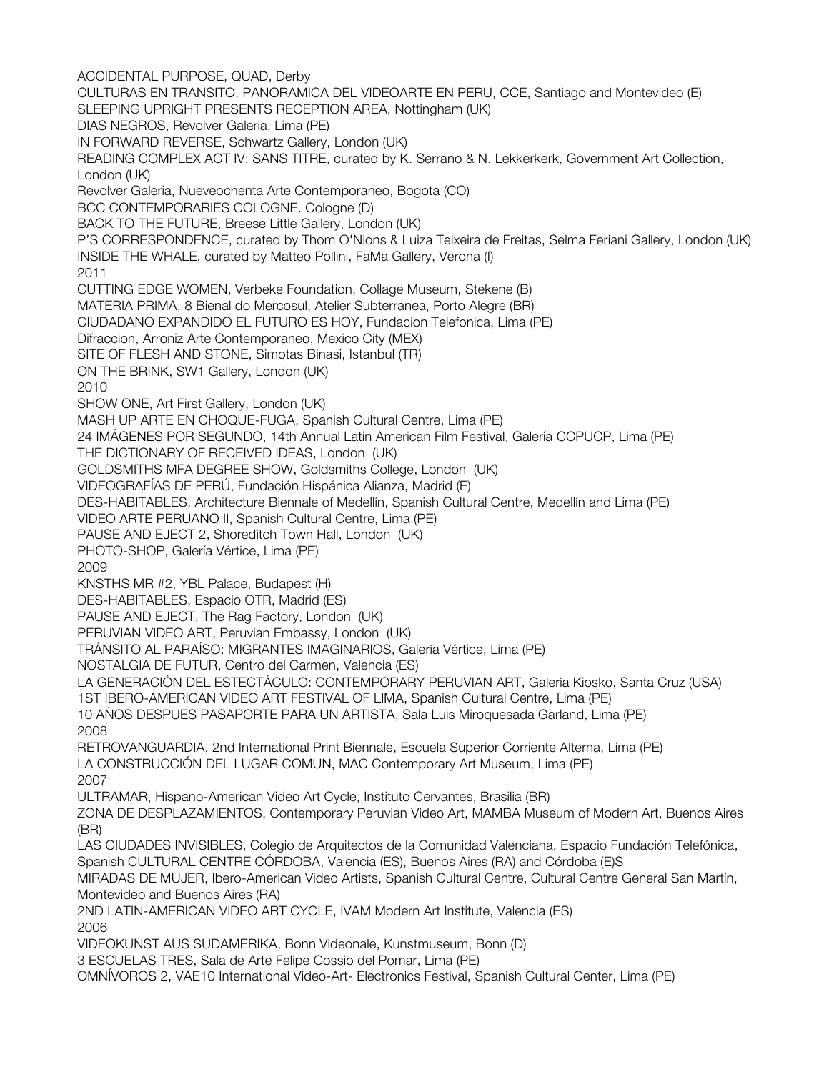ACCIDENTAL PURPOSE, QUAD, Derby
CULTURAS EN TRANSITO. PANORAMICA DEL VIDEOARTE EN PERU, CCE, Santiago and Montevideo (E)
SLEEPING UPRIGHT PRESENTS RECEPTION AREA, Nottingham (UK)
DIAS NEGROS, Revolver Galeria, Lima (PE)
IN FORWARD REVERSE, Schwartz Gallery, London (UK)
READING COMPLEX ACT IV: SANS TITRE, curated by K. Serrano & N. Lekkerkerk, Government Art Collection, London (UK)
Revolver Galeria, Nueveochenta Arte Contemporaneo, Bogota (CO)
BCC CONTEMPORARIES COLOGNE. Cologne (D)
BACK TO THE FUTURE, Breese Little Gallery, London (UK)
P'S CORRESPONDENCE, curated by Thom O'Nions & Luiza Teixeira de Freitas, Selma Feriani Gallery, London (UK)
INSIDE THE WHALE, curated by Matteo Pollini, FaMa Gallery, Verona (I)

2011

CUTTING EDGE WOMEN, Verbeke Foundation, Collage Museum, Stekene (B)
MATERIA PRIMA, 8 Bienal do Mercosul, Atelier Subterranea, Porto Alegre (BR)
CIUDADANO EXPANDIDO EL FUTURO ES HOY, Fundacion Telefonica, Lima (PE)
Difraccion, Arroniz Arte Contemporaneo, Mexico City (MEX)
SITE OF FLESH AND STONE, Simotas Binasi, Istanbul (TR)
ON THE BRINK, SW1 Gallery, London (UK)

2010

SHOW ONE, Art First Gallery, London (UK)
MASH UP ARTE EN CHOQUE-FUGA, Spanish Cultural Centre, Lima (PE)
24 IMÁGENES POR SEGUNDO, 14th Annual Latin American Film Festival, Galería CCPUCP, Lima (PE)
THE DICTIONARY OF RECEIVED IDEAS, London (UK)
GOLDSMITHS MFA DEGREE SHOW, Goldsmiths College, London (UK)
VIDEOGRAFÍAS DE PERÚ, Fundación Hispánica Alianza, Madrid (E)
DES-HABITABLES, Architecture Biennale of Medellín, Spanish Cultural Centre, Medellín and Lima (PE)
VIDEO ARTE PERUANO II, Spanish Cultural Centre, Lima (PE)
PAUSE AND EJECT 2, Shoreditch Town Hall, London (UK)
PHOTO-SHOP, Galería Vértice, Lima (PE)

2009

KNSTHS MR #2, YBL Palace, Budapest (H)
DES-HABITABLES, Espacio OTR, Madrid (ES)
PAUSE AND EJECT, The Rag Factory, London (UK)
PERUVIAN VIDEO ART, Peruvian Embassy, London (UK)
TRÁNSITO AL PARAÍSO: MIGRANTES IMAGINARIOS, Galería Vértice, Lima (PE)
NOSTALGIA DE FUTUR, Centro del Carmen, Valencia (ES)
LA GENERACIÓN DEL ESTECTÁCULO: CONTEMPORARY PERUVIAN ART, Galería Kiosko, Santa Cruz (USA)
1ST IBERO-AMERICAN VIDEO ART FESTIVAL OF LIMA, Spanish Cultural Centre, Lima (PE)
10 AÑOS DESPUES PASAPORTE PARA UN ARTISTA, Sala Luis Miroquesada Garland, Lima (PE)

2008

RETROVANGUARDIA, 2nd International Print Biennale, Escuela Superior Corriente Alterna, Lima (PE)
LA CONSTRUCCIÓN DEL LUGAR COMUN, MAC Contemporary Art Museum, Lima (PE)

2007

ULTRAMAR, Hispano-American Video Art Cycle, Instituto Cervantes, Brasilia (BR)
ZONA DE DESPLAZAMIENTOS, Contemporary Peruvian Video Art, MAMBA Museum of Modern Art, Buenos Aires (BR)
LAS CIUDADES INVISIBLES, Colegio de Arquitectos de la Comunidad Valenciana, Espacio Fundación Telefónica, Spanish CULTURAL CENTRE CÓRDOBA, Valencia (ES), Buenos Aires (RA) and Córdoba (E)S
MIRADAS DE MUJER, Ibero-American Video Artists, Spanish Cultural Centre, Cultural Centre General San Martín, Montevideo and Buenos Aires (RA)
2ND LATIN-AMERICAN VIDEO ART CYCLE, IVAM Modern Art Institute, Valencia (ES)

2006

VIDEOKUNST AUS SUDAMERIKA, Bonn Videonale, Kunstmuseum, Bonn (D)
3 ESCUELAS TRES, Sala de Arte Felipe Cossio del Pomar, Lima (PE)
OMNÍVOROS 2, VAE10 International Video-Art- Electronics Festival, Spanish Cultural Center, Lima (PE)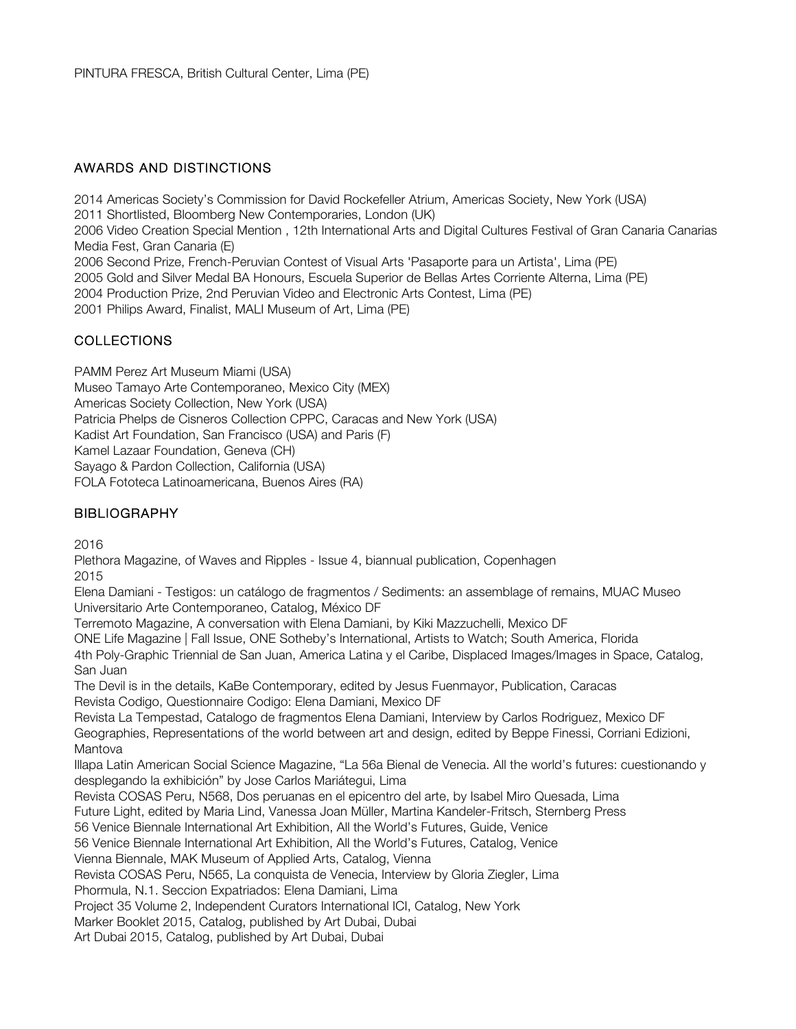PINTURA FRESCA, British Cultural Center, Lima (PE)

## AWARDS AND DISTINCTIONS

2014 Americas Society's Commission for David Rockefeller Atrium, Americas Society, New York (USA)
2011 Shortlisted, Bloomberg New Contemporaries, London (UK)
2006 Video Creation Special Mention , 12th International Arts and Digital Cultures Festival of Gran Canaria Canarias Media Fest, Gran Canaria (E)
2006 Second Prize, French-Peruvian Contest of Visual Arts 'Pasaporte para un Artista', Lima (PE)
2005 Gold and Silver Medal BA Honours, Escuela Superior de Bellas Artes Corriente Alterna, Lima (PE)
2004 Production Prize, 2nd Peruvian Video and Electronic Arts Contest, Lima (PE)
2001 Philips Award, Finalist, MALI Museum of Art, Lima (PE)

## COLLECTIONS

PAMM Perez Art Museum Miami (USA)
Museo Tamayo Arte Contemporaneo, Mexico City (MEX)
Americas Society Collection, New York (USA)
Patricia Phelps de Cisneros Collection CPPC, Caracas and New York (USA)
Kadist Art Foundation, San Francisco (USA) and Paris (F)
Kamel Lazaar Foundation, Geneva (CH)
Sayago & Pardon Collection, California (USA)
FOLA Fototeca Latinoamericana, Buenos Aires (RA)

## BIBLIOGRAPHY

2016
Plethora Magazine, of Waves and Ripples - Issue 4, biannual publication, Copenhagen
2015
Elena Damiani - Testigos: un catálogo de fragmentos / Sediments: an assemblage of remains, MUAC Museo Universitario Arte Contemporaneo, Catalog, México DF
Terremoto Magazine, A conversation with Elena Damiani, by Kiki Mazzuchelli, Mexico DF
ONE Life Magazine | Fall Issue, ONE Sotheby's International, Artists to Watch; South America, Florida
4th Poly-Graphic Triennial de San Juan, America Latina y el Caribe, Displaced Images/Images in Space, Catalog, San Juan
The Devil is in the details, KaBe Contemporary, edited by Jesus Fuenmayor, Publication, Caracas
Revista Codigo, Questionnaire Codigo: Elena Damiani, Mexico DF
Revista La Tempestad, Catalogo de fragmentos Elena Damiani, Interview by Carlos Rodriguez, Mexico DF
Geographies, Representations of the world between art and design, edited by Beppe Finessi, Corriani Edizioni, Mantova
Illapa Latin American Social Science Magazine, "La 56a Bienal de Venecia. All the world's futures: cuestionando y desplegando la exhibición" by Jose Carlos Mariátegui, Lima
Revista COSAS Peru, N568, Dos peruanas en el epicentro del arte, by Isabel Miro Quesada, Lima
Future Light, edited by Maria Lind, Vanessa Joan Müller, Martina Kandeler-Fritsch, Sternberg Press
56 Venice Biennale International Art Exhibition, All the World's Futures, Guide, Venice
56 Venice Biennale International Art Exhibition, All the World's Futures, Catalog, Venice
Vienna Biennale, MAK Museum of Applied Arts, Catalog, Vienna
Revista COSAS Peru, N565, La conquista de Venecia, Interview by Gloria Ziegler, Lima
Phormula, N.1. Seccion Expatriados: Elena Damiani, Lima
Project 35 Volume 2, Independent Curators International ICI, Catalog, New York
Marker Booklet 2015, Catalog, published by Art Dubai, Dubai
Art Dubai 2015, Catalog, published by Art Dubai, Dubai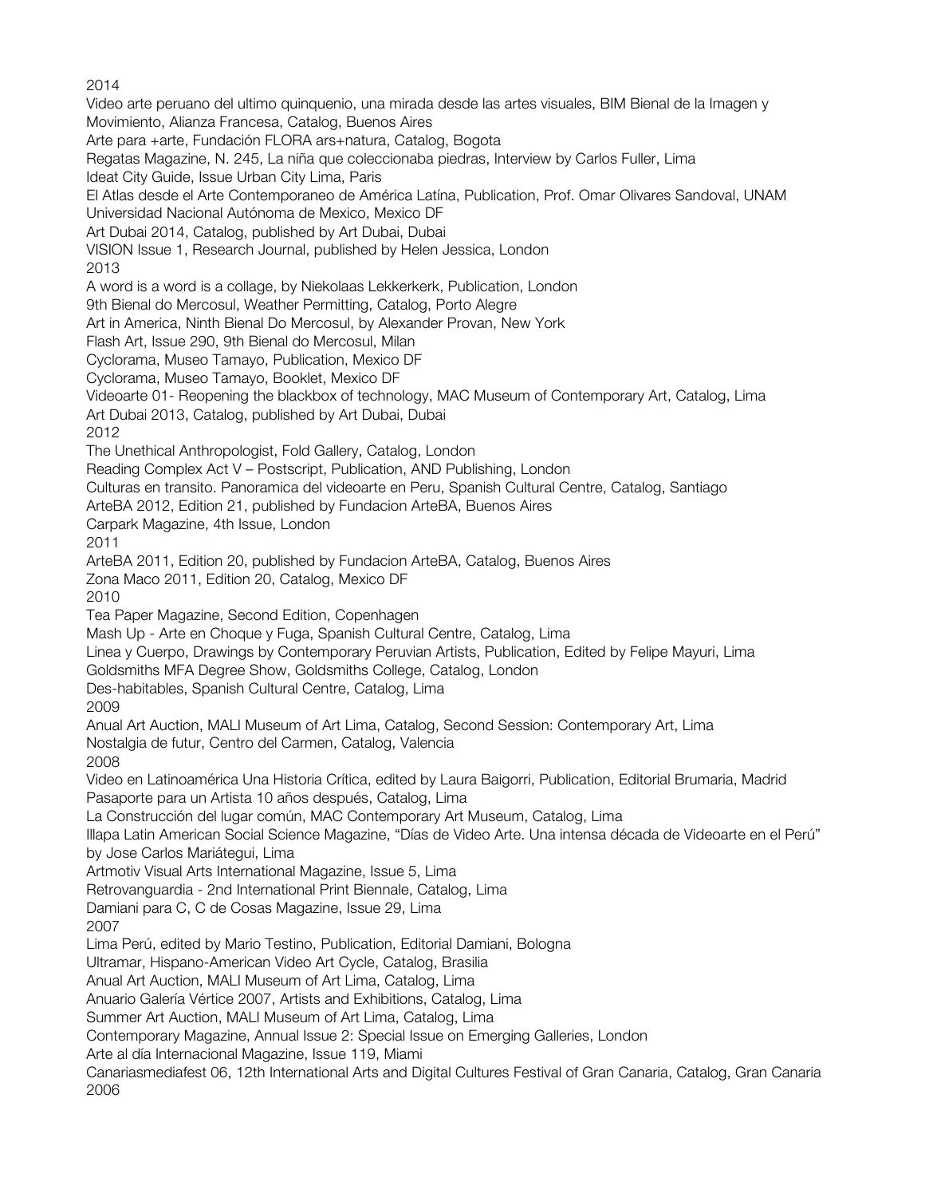2014

Video arte peruano del ultimo quinquenio, una mirada desde las artes visuales, BIM Bienal de la Imagen y Movimiento, Alianza Francesa, Catalog, Buenos Aires

Arte para +arte, Fundación FLORA ars+natura, Catalog, Bogota

Regatas Magazine, N. 245, La niña que coleccionaba piedras, Interview by Carlos Fuller, Lima

Ideat City Guide, Issue Urban City Lima, Paris

El Atlas desde el Arte Contemporaneo de América Latína, Publication, Prof. Omar Olivares Sandoval, UNAM Universidad Nacional Autónoma de Mexico, Mexico DF

Art Dubai 2014, Catalog, published by Art Dubai, Dubai

VISION Issue 1, Research Journal, published by Helen Jessica, London

2013

A word is a word is a collage, by Niekolaas Lekkerkerk, Publication, London

9th Bienal do Mercosul, Weather Permitting, Catalog, Porto Alegre

Art in America, Ninth Bienal Do Mercosul, by Alexander Provan, New York

Flash Art, Issue 290, 9th Bienal do Mercosul, Milan

Cyclorama, Museo Tamayo, Publication, Mexico DF

Cyclorama, Museo Tamayo, Booklet, Mexico DF

Videoarte 01- Reopening the blackbox of technology, MAC Museum of Contemporary Art, Catalog, Lima

Art Dubai 2013, Catalog, published by Art Dubai, Dubai

2012

The Unethical Anthropologist, Fold Gallery, Catalog, London

Reading Complex Act V – Postscript, Publication, AND Publishing, London

Culturas en transito. Panoramica del videoarte en Peru, Spanish Cultural Centre, Catalog, Santiago

ArteBA 2012, Edition 21, published by Fundacion ArteBA, Buenos Aires

Carpark Magazine, 4th Issue, London

2011

ArteBA 2011, Edition 20, published by Fundacion ArteBA, Catalog, Buenos Aires

Zona Maco 2011, Edition 20, Catalog, Mexico DF

2010

Tea Paper Magazine, Second Edition, Copenhagen

Mash Up - Arte en Choque y Fuga, Spanish Cultural Centre, Catalog, Lima

Linea y Cuerpo, Drawings by Contemporary Peruvian Artists, Publication, Edited by Felipe Mayuri, Lima

Goldsmiths MFA Degree Show, Goldsmiths College, Catalog, London

Des-habitables, Spanish Cultural Centre, Catalog, Lima

2009

Anual Art Auction, MALI Museum of Art Lima, Catalog, Second Session: Contemporary Art, Lima

Nostalgia de futur, Centro del Carmen, Catalog, Valencia

2008

Video en Latinoamérica Una Historia Crítica, edited by Laura Baigorri, Publication, Editorial Brumaria, Madrid

Pasaporte para un Artista 10 años después, Catalog, Lima

La Construcción del lugar común, MAC Contemporary Art Museum, Catalog, Lima

Illapa Latin American Social Science Magazine, "Días de Video Arte. Una intensa década de Videoarte en el Perú" by Jose Carlos Mariátegui, Lima

Artmotiv Visual Arts International Magazine, Issue 5, Lima

Retrovanguardia - 2nd International Print Biennale, Catalog, Lima

Damiani para C, C de Cosas Magazine, Issue 29, Lima

2007

Lima Perú, edited by Mario Testino, Publication, Editorial Damiani, Bologna

Ultramar, Hispano-American Video Art Cycle, Catalog, Brasilia

Anual Art Auction, MALI Museum of Art Lima, Catalog, Lima

Anuario Galería Vértice 2007, Artists and Exhibitions, Catalog, Lima

Summer Art Auction, MALI Museum of Art Lima, Catalog, Lima

Contemporary Magazine, Annual Issue 2: Special Issue on Emerging Galleries, London

Arte al día Internacional Magazine, Issue 119, Miami

Canariasmediafest 06, 12th International Arts and Digital Cultures Festival of Gran Canaria, Catalog, Gran Canaria

2006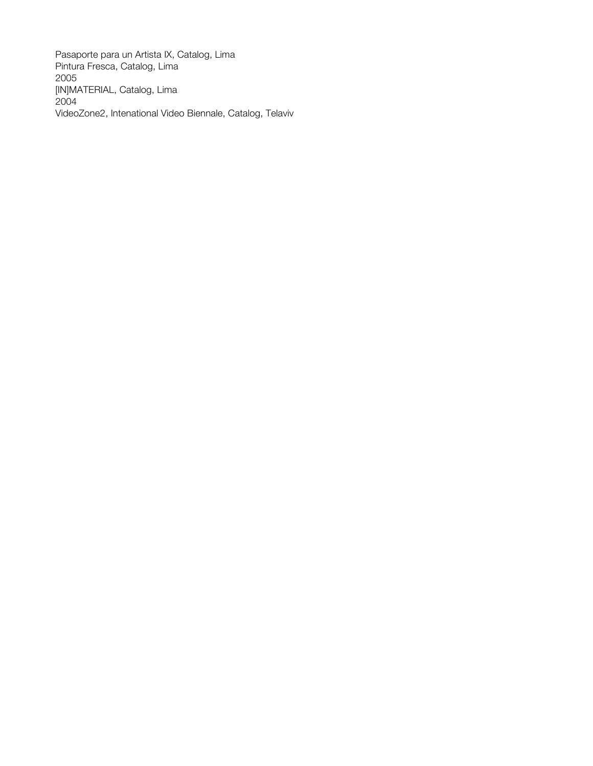Pasaporte para un Artista IX, Catalog, Lima
Pintura Fresca, Catalog, Lima
2005
[IN]MATERIAL, Catalog, Lima
2004
VideoZone2, Intenational Video Biennale, Catalog, Telaviv